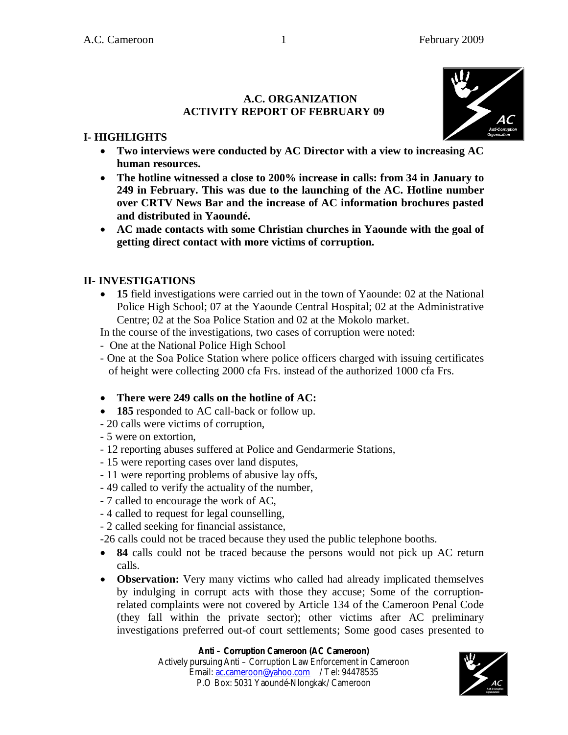**A.C. ORGANIZATION**
**ACTIVITY REPORT OF FEBRUARY 09**

## I- HIGHLIGHTS

- **Two interviews were conducted by AC Director with a view to increasing AC human resources.**
- **The hotline witnessed a close to 200% increase in calls: from 34 in January to 249 in February. This was due to the launching of the AC. Hotline number over CRTV News Bar and the increase of AC information brochures pasted and distributed in Yaoundé.**
- **AC made contacts with some Christian churches in Yaounde with the goal of getting direct contact with more victims of corruption.**

## II- INVESTIGATIONS

- **15** field investigations were carried out in the town of Yaounde: 02 at the National Police High School; 07 at the Yaounde Central Hospital; 02 at the Administrative Centre; 02 at the Soa Police Station and 02 at the Mokolo market.

In the course of the investigations, two cases of corruption were noted:

- One at the National Police High School
- One at the Soa Police Station where police officers charged with issuing certificates of height were collecting 2000 cfa Frs. instead of the authorized 1000 cfa Frs.

- **There were 249 calls on the hotline of AC:**
- **185** responded to AC call-back or follow up.

- 20 calls were victims of corruption,
- 5 were on extortion,
- 12 reporting abuses suffered at Police and Gendarmerie Stations,
- 15 were reporting cases over land disputes,
- 11 were reporting problems of abusive lay offs,
- 49 called to verify the actuality of the number,
- 7 called to encourage the work of AC,
- 4 called to request for legal counselling,
- 2 called seeking for financial assistance,
- 26 calls could not be traced because they used the public telephone booths.

- **84** calls could not be traced because the persons would not pick up AC return calls.
- **Observation:** Very many victims who called had already implicated themselves by indulging in corrupt acts with those they accuse; Some of the corruption-related complaints were not covered by Article 134 of the Cameroon Penal Code (they fall within the private sector); other victims after AC preliminary investigations preferred out-of court settlements; Some good cases presented to

**Anti – Corruption Cameroon (AC Cameroon)**
Actively pursuing Anti – Corruption Law Enforcement in Cameroon
Email: ac.cameroon@yahoo.com / Tel: 94478535
P.O Box: 5031 Yaoundé-Nlongkak/ Cameroon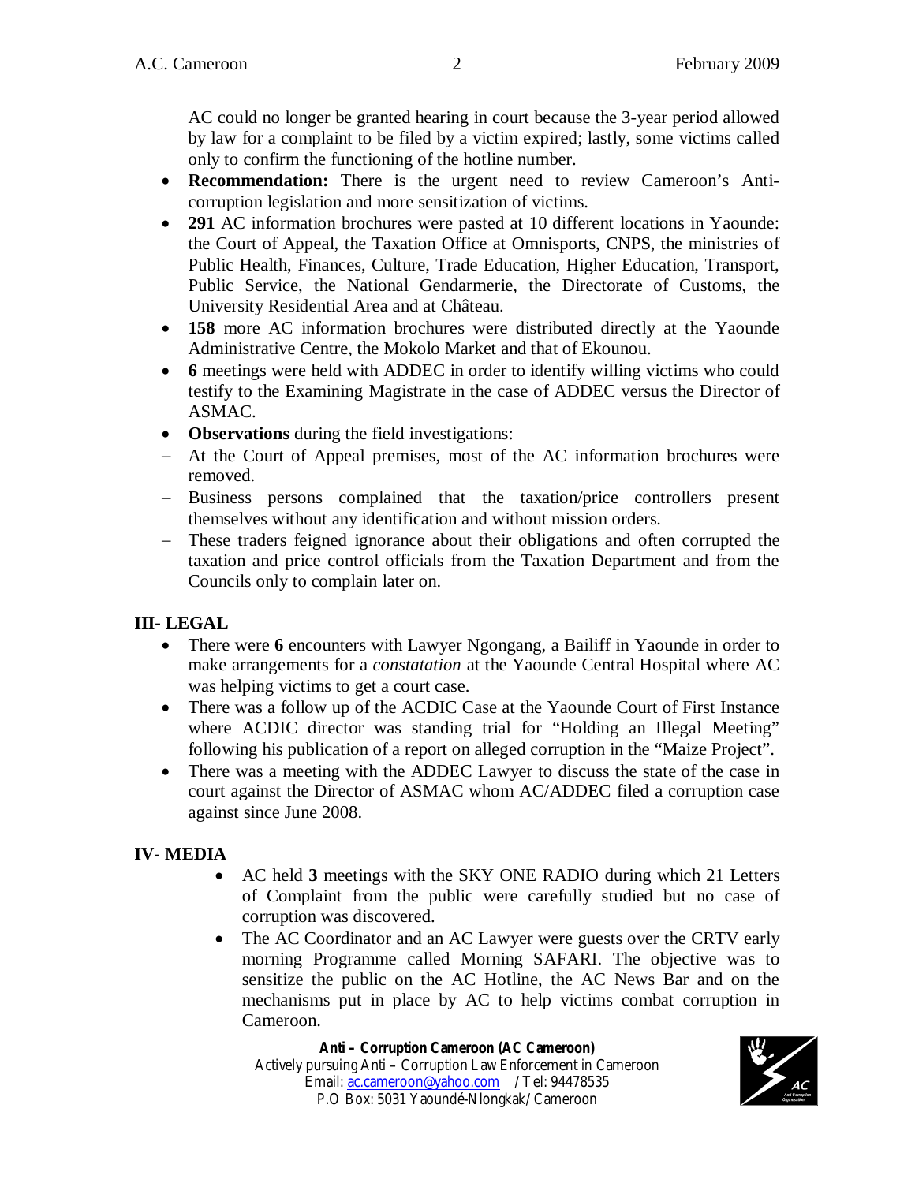AC could no longer be granted hearing in court because the 3-year period allowed by law for a complaint to be filed by a victim expired; lastly, some victims called only to confirm the functioning of the hotline number.

- **Recommendation:** There is the urgent need to review Cameroon's Anti-corruption legislation and more sensitization of victims.
- **291** AC information brochures were pasted at 10 different locations in Yaounde: the Court of Appeal, the Taxation Office at Omnisports, CNPS, the ministries of Public Health, Finances, Culture, Trade Education, Higher Education, Transport, Public Service, the National Gendarmerie, the Directorate of Customs, the University Residential Area and at Château.
- **158** more AC information brochures were distributed directly at the Yaounde Administrative Centre, the Mokolo Market and that of Ekounou.
- **6** meetings were held with ADDEC in order to identify willing victims who could testify to the Examining Magistrate in the case of ADDEC versus the Director of ASMAC.
- **Observations** during the field investigations:
  - At the Court of Appeal premises, most of the AC information brochures were removed.
  - Business persons complained that the taxation/price controllers present themselves without any identification and without mission orders.
  - These traders feigned ignorance about their obligations and often corrupted the taxation and price control officials from the Taxation Department and from the Councils only to complain later on.

## III- LEGAL

- There were **6** encounters with Lawyer Ngongang, a Bailiff in Yaounde in order to make arrangements for a *constatation* at the Yaounde Central Hospital where AC was helping victims to get a court case.
- There was a follow up of the ACDIC Case at the Yaounde Court of First Instance where ACDIC director was standing trial for "Holding an Illegal Meeting" following his publication of a report on alleged corruption in the "Maize Project".
- There was a meeting with the ADDEC Lawyer to discuss the state of the case in court against the Director of ASMAC whom AC/ADDEC filed a corruption case against since June 2008.

## IV- MEDIA

- AC held **3** meetings with the SKY ONE RADIO during which 21 Letters of Complaint from the public were carefully studied but no case of corruption was discovered.
- The AC Coordinator and an AC Lawyer were guests over the CRTV early morning Programme called Morning SAFARI. The objective was to sensitize the public on the AC Hotline, the AC News Bar and on the mechanisms put in place by AC to help victims combat corruption in Cameroon.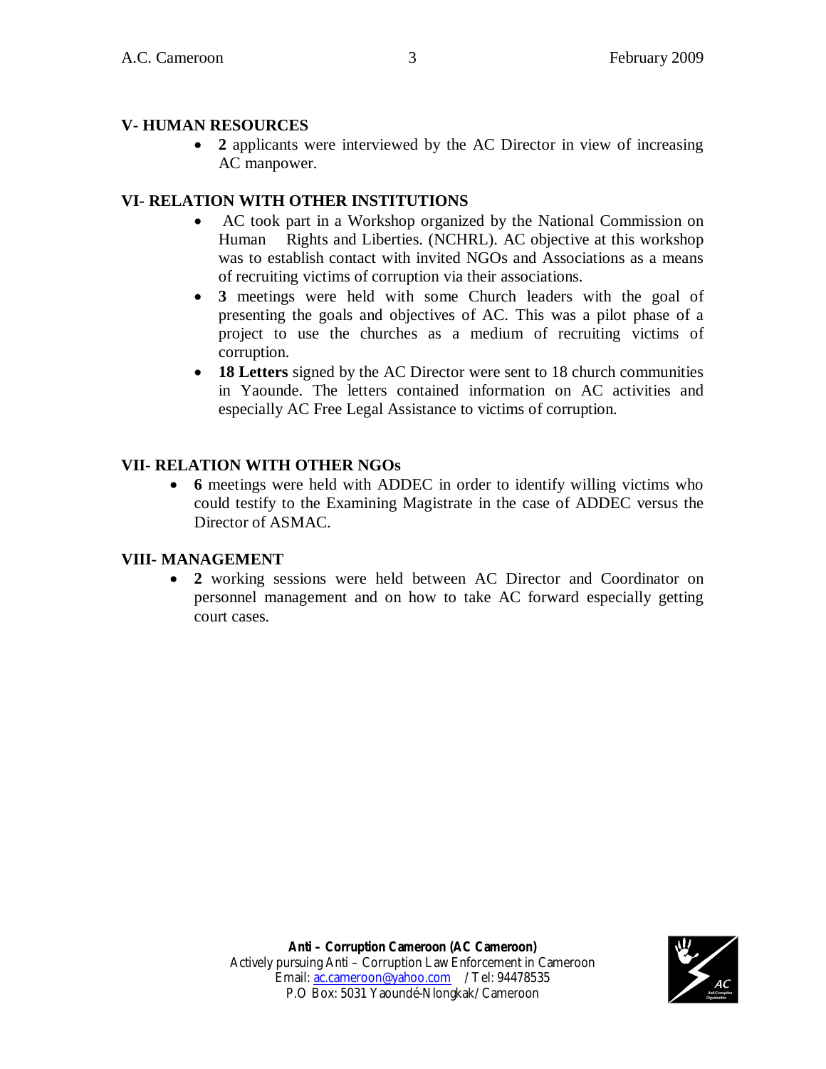## V- HUMAN RESOURCES

- **2** applicants were interviewed by the AC Director in view of increasing AC manpower.

## VI- RELATION WITH OTHER INSTITUTIONS

- AC took part in a Workshop organized by the National Commission on Human Rights and Liberties. (NCHRL). AC objective at this workshop was to establish contact with invited NGOs and Associations as a means of recruiting victims of corruption via their associations.
- **3** meetings were held with some Church leaders with the goal of presenting the goals and objectives of AC. This was a pilot phase of a project to use the churches as a medium of recruiting victims of corruption.
- **18 Letters** signed by the AC Director were sent to 18 church communities in Yaounde. The letters contained information on AC activities and especially AC Free Legal Assistance to victims of corruption.

## VII- RELATION WITH OTHER NGOs

- **6** meetings were held with ADDEC in order to identify willing victims who could testify to the Examining Magistrate in the case of ADDEC versus the Director of ASMAC.

## VIII- MANAGEMENT

- **2** working sessions were held between AC Director and Coordinator on personnel management and on how to take AC forward especially getting court cases.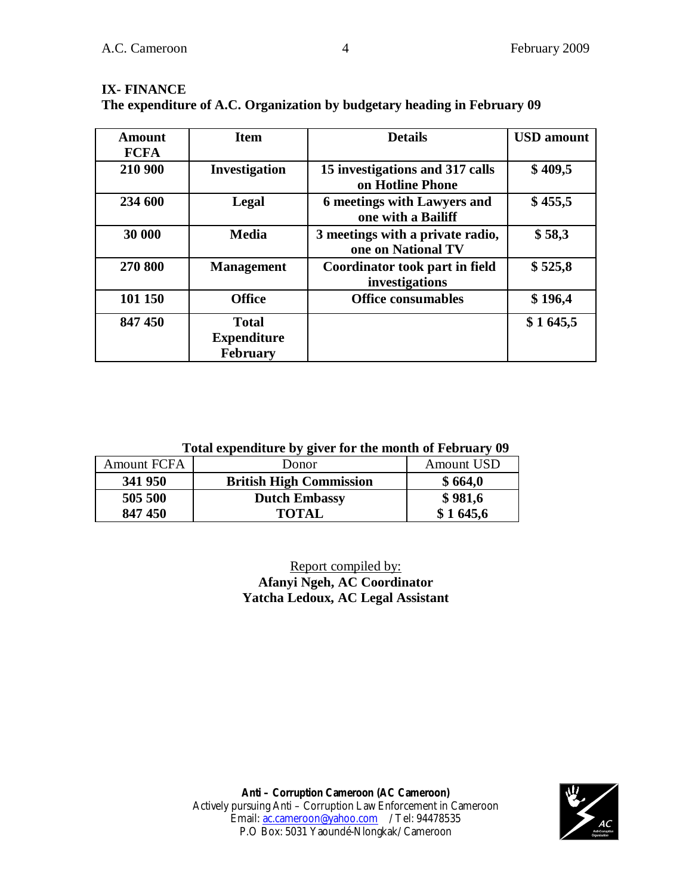## IX- FINANCE

**The expenditure of A.C. Organization by budgetary heading in February 09**

| Amount FCFA | Item | Details | USD amount |
|---|---|---|---|
| **210 900** | **Investigation** | **15 investigations and 317 calls on Hotline Phone** | **$ 409,5** |
| **234 600** | **Legal** | **6 meetings with Lawyers and one with a Bailiff** | **$ 455,5** |
| **30 000** | **Media** | **3 meetings with a private radio, one on National TV** | **$ 58,3** |
| **270 800** | **Management** | **Coordinator took part in field investigations** | **$ 525,8** |
| **101 150** | **Office** | **Office consumables** | **$ 196,4** |
| **847 450** | **Total Expenditure February** | | **$ 1 645,5** |

**Total expenditure by giver for the month of February 09**

| Amount FCFA | Donor | Amount USD |
|---|---|---|
| **341 950** | **British High Commission** | **$ 664,0** |
| **505 500** | **Dutch Embassy** | **$ 981,6** |
| **847 450** | **TOTAL** | **$ 1 645,6** |

Report compiled by:
**Afanyi Ngeh, AC Coordinator**
**Yatcha Ledoux, AC Legal Assistant**

**Anti – Corruption Cameroon (AC Cameroon)**
Actively pursuing Anti – Corruption Law Enforcement in Cameroon
Email: ac.cameroon@yahoo.com / Tel: 94478535
P.O Box: 5031 Yaoundé-Nlongkak/ Cameroon